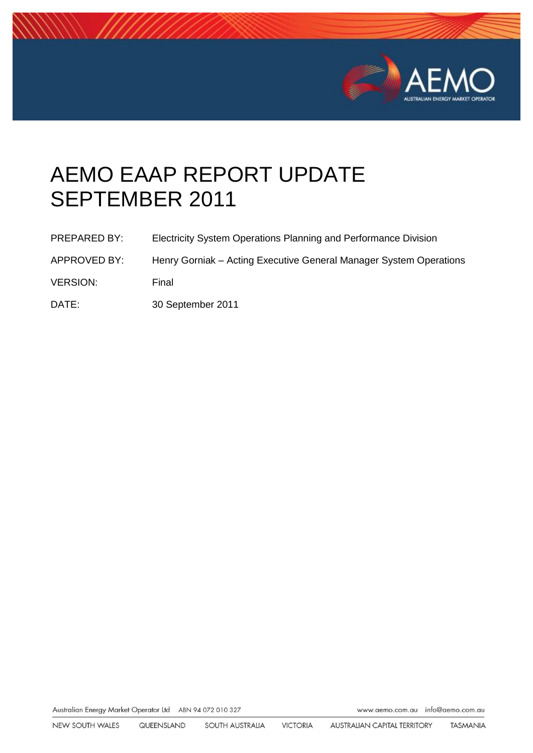# AEMO EAAP REPORT UPDATE SEPTEMBER 2011

| | |
|---|---|
| PREPARED BY: | Electricity System Operations Planning and Performance Division |
| APPROVED BY: | Henry Gorniak – Acting Executive General Manager System Operations |
| VERSION: | Final |
| DATE: | 30 September 2011 |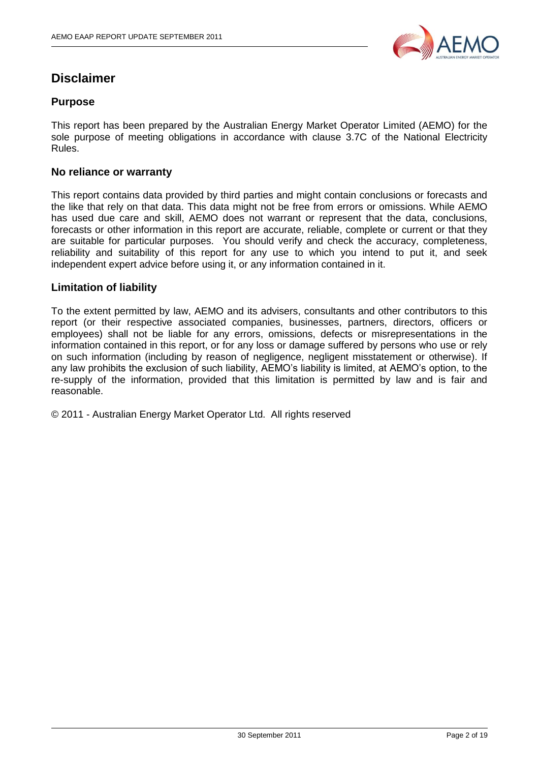# Disclaimer

## Purpose

This report has been prepared by the Australian Energy Market Operator Limited (AEMO) for the sole purpose of meeting obligations in accordance with clause 3.7C of the National Electricity Rules.

## No reliance or warranty

This report contains data provided by third parties and might contain conclusions or forecasts and the like that rely on that data. This data might not be free from errors or omissions. While AEMO has used due care and skill, AEMO does not warrant or represent that the data, conclusions, forecasts or other information in this report are accurate, reliable, complete or current or that they are suitable for particular purposes. You should verify and check the accuracy, completeness, reliability and suitability of this report for any use to which you intend to put it, and seek independent expert advice before using it, or any information contained in it.

## Limitation of liability

To the extent permitted by law, AEMO and its advisers, consultants and other contributors to this report (or their respective associated companies, businesses, partners, directors, officers or employees) shall not be liable for any errors, omissions, defects or misrepresentations in the information contained in this report, or for any loss or damage suffered by persons who use or rely on such information (including by reason of negligence, negligent misstatement or otherwise). If any law prohibits the exclusion of such liability, AEMO's liability is limited, at AEMO's option, to the re-supply of the information, provided that this limitation is permitted by law and is fair and reasonable.

© 2011 - Australian Energy Market Operator Ltd. All rights reserved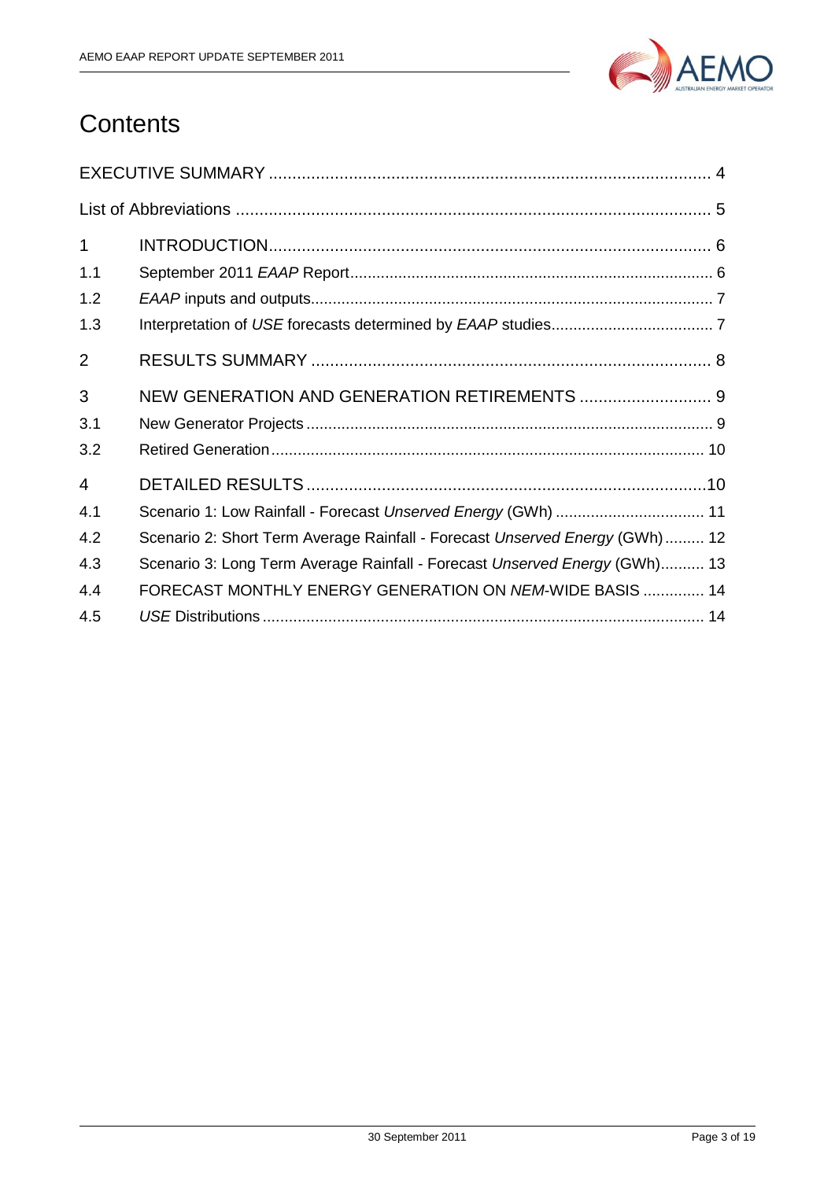# Contents

EXECUTIVE SUMMARY ........................................................................................... 4

List of Abbreviations ........................................................................................... 5

1 INTRODUCTION........................................................................................... 6

1.1 September 2011 *EAAP* Report........................................................................... 6

1.2 *EAAP* inputs and outputs.................................................................................. 7

1.3 Interpretation of *USE* forecasts determined by *EAAP* studies.............................. 7

2 RESULTS SUMMARY ...................................................................................... 8

3 NEW GENERATION AND GENERATION RETIREMENTS ............................ 9

3.1 New Generator Projects ..................................................................................... 9

3.2 Retired Generation ........................................................................................... 10

4 DETAILED RESULTS ......................................................................................10

4.1 Scenario 1: Low Rainfall - Forecast *Unserved Energy* (GWh) .......................... 11

4.2 Scenario 2: Short Term Average Rainfall - Forecast *Unserved Energy* (GWh)......... 12

4.3 Scenario 3: Long Term Average Rainfall - Forecast *Unserved Energy* (GWh).......... 13

4.4 FORECAST MONTHLY ENERGY GENERATION ON *NEM*-WIDE BASIS .............. 14

4.5 *USE* Distributions ........................................................................................... 14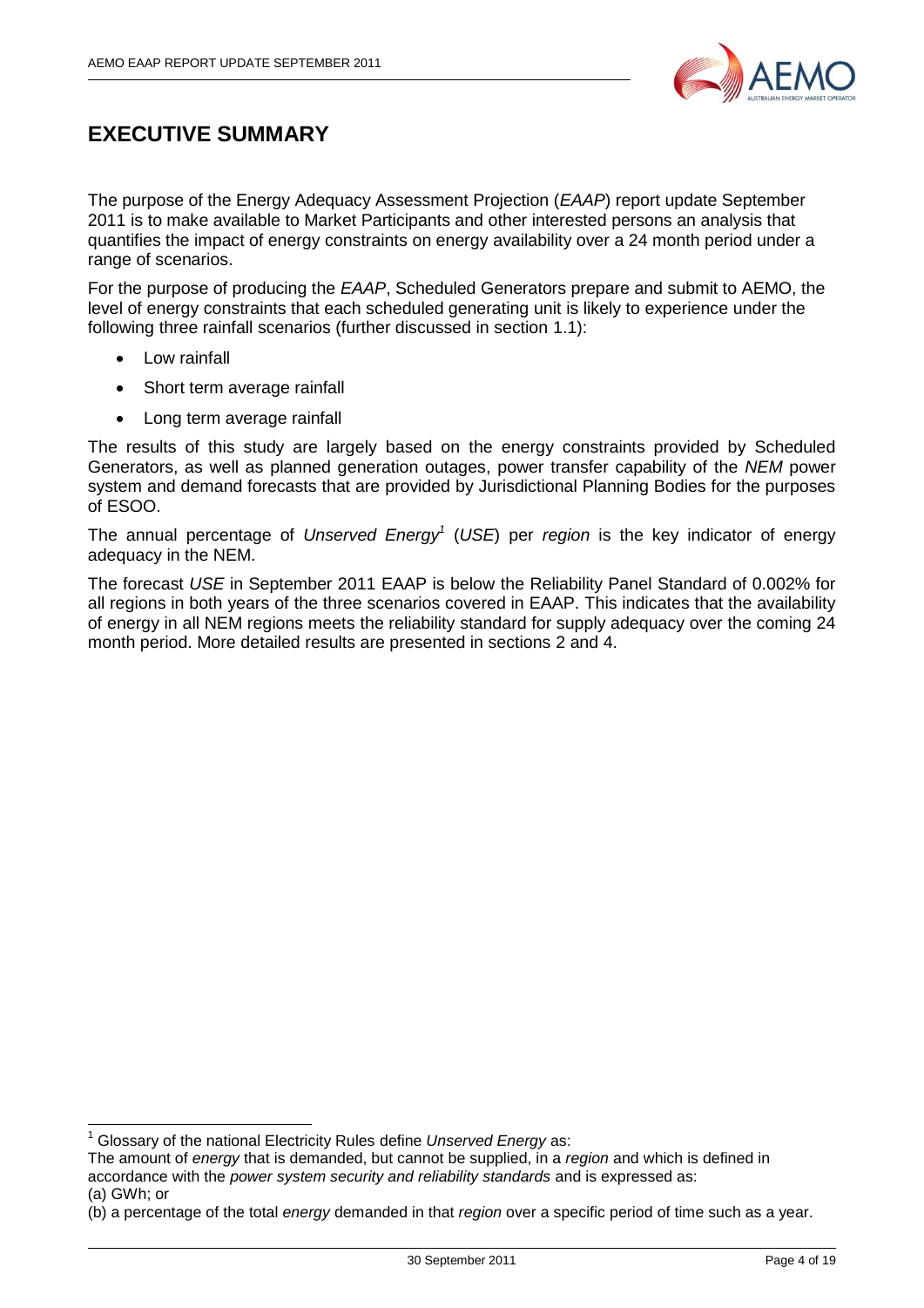# EXECUTIVE SUMMARY

The purpose of the Energy Adequacy Assessment Projection (*EAAP*) report update September 2011 is to make available to Market Participants and other interested persons an analysis that quantifies the impact of energy constraints on energy availability over a 24 month period under a range of scenarios.

For the purpose of producing the *EAAP*, Scheduled Generators prepare and submit to AEMO, the level of energy constraints that each scheduled generating unit is likely to experience under the following three rainfall scenarios (further discussed in section 1.1):

- Low rainfall
- Short term average rainfall
- Long term average rainfall

The results of this study are largely based on the energy constraints provided by Scheduled Generators, as well as planned generation outages, power transfer capability of the *NEM* power system and demand forecasts that are provided by Jurisdictional Planning Bodies for the purposes of ESOO.

The annual percentage of *Unserved Energy*[1] (*USE*) per *region* is the key indicator of energy adequacy in the NEM.

The forecast *USE* in September 2011 EAAP is below the Reliability Panel Standard of 0.002% for all regions in both years of the three scenarios covered in EAAP. This indicates that the availability of energy in all NEM regions meets the reliability standard for supply adequacy over the coming 24 month period. More detailed results are presented in sections 2 and 4.

---

[1] Glossary of the national Electricity Rules define *Unserved Energy* as:
The amount of *energy* that is demanded, but cannot be supplied, in a *region* and which is defined in accordance with the *power system security and reliability standards* and is expressed as:
(a) GWh; or
(b) a percentage of the total *energy* demanded in that *region* over a specific period of time such as a year.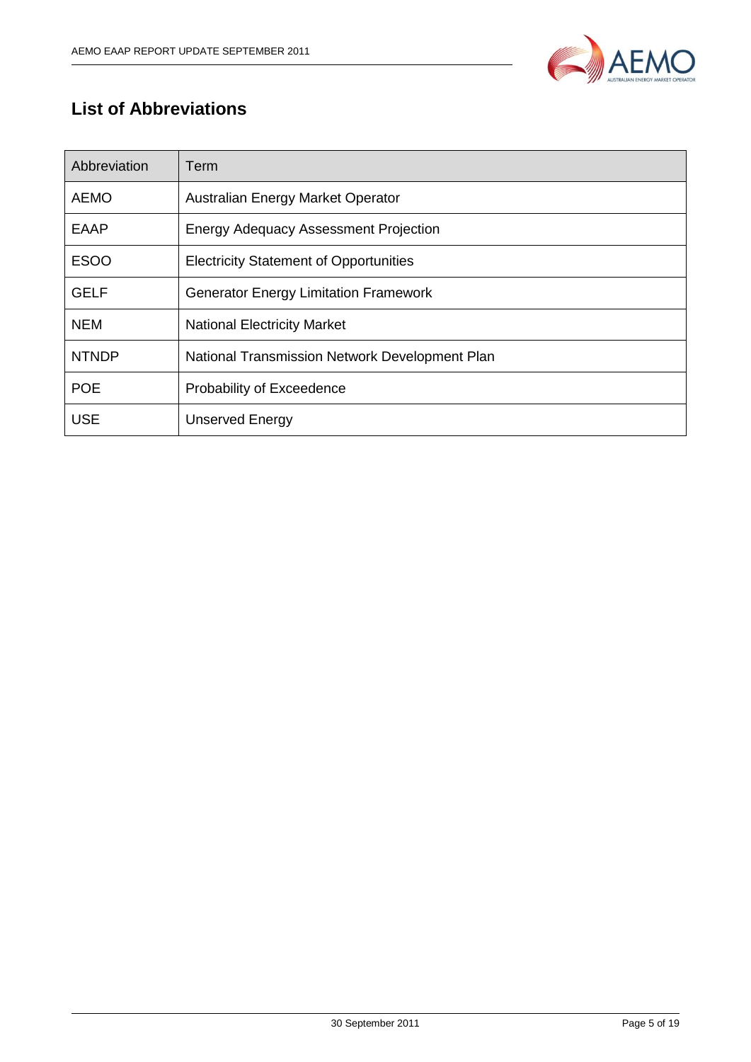## List of Abbreviations

| Abbreviation | Term |
| --- | --- |
| AEMO | Australian Energy Market Operator |
| EAAP | Energy Adequacy Assessment Projection |
| ESOO | Electricity Statement of Opportunities |
| GELF | Generator Energy Limitation Framework |
| NEM | National Electricity Market |
| NTNDP | National Transmission Network Development Plan |
| POE | Probability of Exceedence |
| USE | Unserved Energy |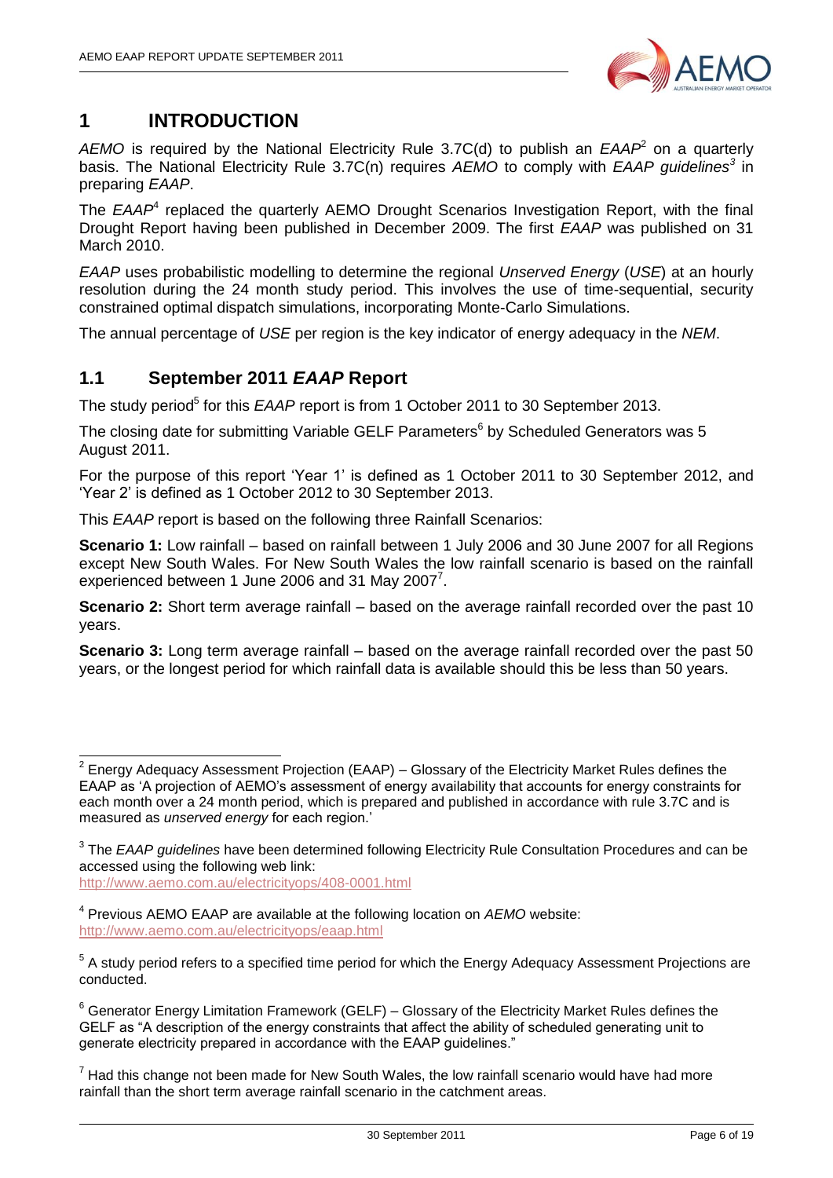# 1 INTRODUCTION

*AEMO* is required by the National Electricity Rule 3.7C(d) to publish an *EAAP*[2] on a quarterly basis. The National Electricity Rule 3.7C(n) requires *AEMO* to comply with *EAAP guidelines*[3] in preparing *EAAP*.

The *EAAP*[4] replaced the quarterly AEMO Drought Scenarios Investigation Report, with the final Drought Report having been published in December 2009. The first *EAAP* was published on 31 March 2010.

*EAAP* uses probabilistic modelling to determine the regional *Unserved Energy* (*USE*) at an hourly resolution during the 24 month study period. This involves the use of time-sequential, security constrained optimal dispatch simulations, incorporating Monte-Carlo Simulations.

The annual percentage of *USE* per region is the key indicator of energy adequacy in the *NEM*.

## 1.1 September 2011 *EAAP* Report

The study period[5] for this *EAAP* report is from 1 October 2011 to 30 September 2013.

The closing date for submitting Variable GELF Parameters[6] by Scheduled Generators was 5 August 2011.

For the purpose of this report 'Year 1' is defined as 1 October 2011 to 30 September 2012, and 'Year 2' is defined as 1 October 2012 to 30 September 2013.

This *EAAP* report is based on the following three Rainfall Scenarios:

**Scenario 1:** Low rainfall – based on rainfall between 1 July 2006 and 30 June 2007 for all Regions except New South Wales. For New South Wales the low rainfall scenario is based on the rainfall experienced between 1 June 2006 and 31 May 2007[7].

**Scenario 2:** Short term average rainfall – based on the average rainfall recorded over the past 10 years.

**Scenario 3:** Long term average rainfall – based on the average rainfall recorded over the past 50 years, or the longest period for which rainfall data is available should this be less than 50 years.

---

[2] Energy Adequacy Assessment Projection (EAAP) – Glossary of the Electricity Market Rules defines the EAAP as 'A projection of AEMO's assessment of energy availability that accounts for energy constraints for each month over a 24 month period, which is prepared and published in accordance with rule 3.7C and is measured as *unserved energy* for each region.'

[3] The *EAAP guidelines* have been determined following Electricity Rule Consultation Procedures and can be accessed using the following web link: http://www.aemo.com.au/electricityops/408-0001.html

[4] Previous AEMO EAAP are available at the following location on *AEMO* website: http://www.aemo.com.au/electricityops/eaap.html

[5] A study period refers to a specified time period for which the Energy Adequacy Assessment Projections are conducted.

[6] Generator Energy Limitation Framework (GELF) – Glossary of the Electricity Market Rules defines the GELF as "A description of the energy constraints that affect the ability of scheduled generating unit to generate electricity prepared in accordance with the EAAP guidelines."

[7] Had this change not been made for New South Wales, the low rainfall scenario would have had more rainfall than the short term average rainfall scenario in the catchment areas.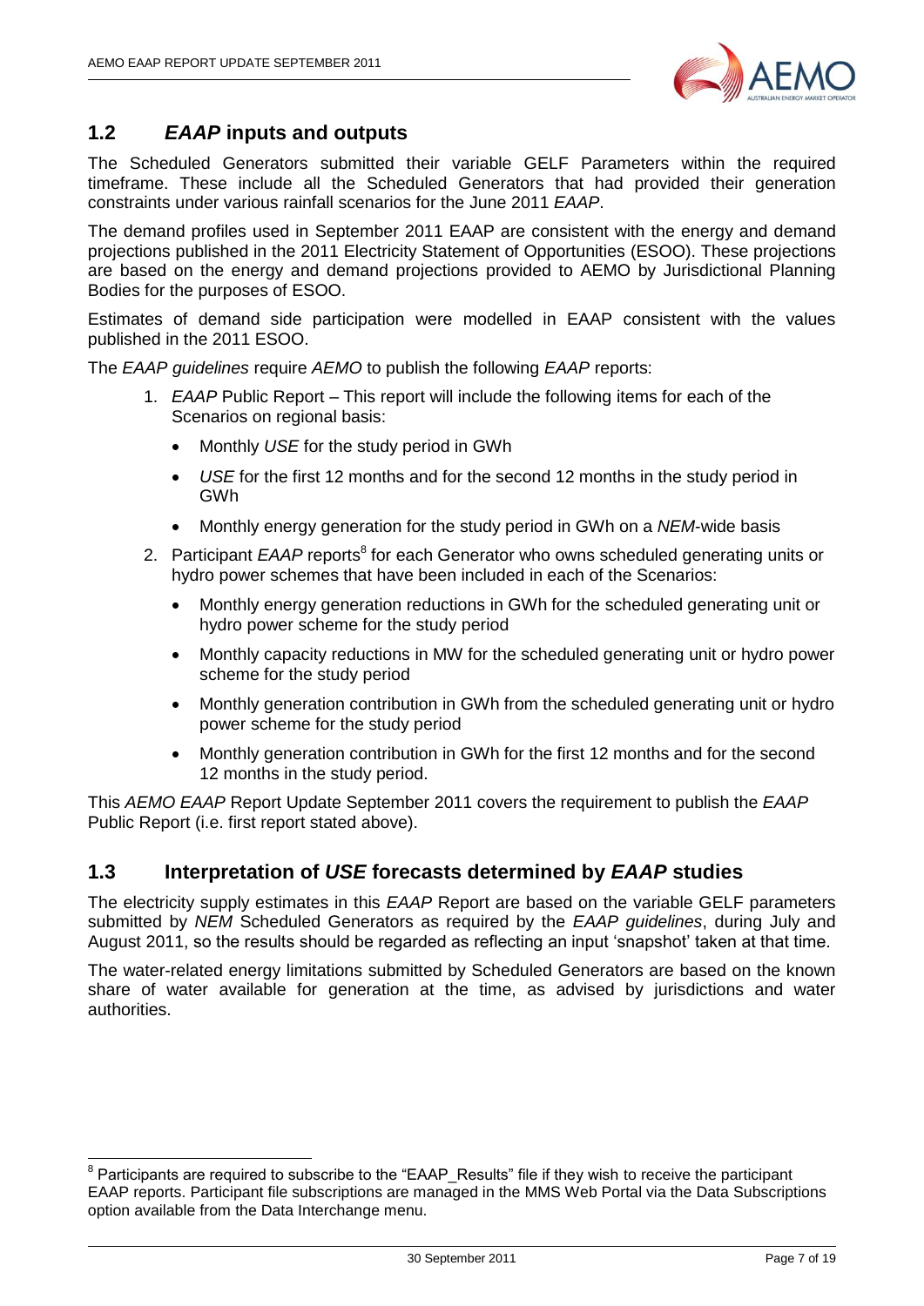## 1.2 *EAAP* inputs and outputs

The Scheduled Generators submitted their variable GELF Parameters within the required timeframe. These include all the Scheduled Generators that had provided their generation constraints under various rainfall scenarios for the June 2011 *EAAP*.

The demand profiles used in September 2011 EAAP are consistent with the energy and demand projections published in the 2011 Electricity Statement of Opportunities (ESOO). These projections are based on the energy and demand projections provided to AEMO by Jurisdictional Planning Bodies for the purposes of ESOO.

Estimates of demand side participation were modelled in EAAP consistent with the values published in the 2011 ESOO.

The *EAAP guidelines* require *AEMO* to publish the following *EAAP* reports:

1. *EAAP* Public Report – This report will include the following items for each of the Scenarios on regional basis:
   - Monthly *USE* for the study period in GWh
   - *USE* for the first 12 months and for the second 12 months in the study period in GWh
   - Monthly energy generation for the study period in GWh on a *NEM*-wide basis
2. Participant *EAAP* reports[8] for each Generator who owns scheduled generating units or hydro power schemes that have been included in each of the Scenarios:
   - Monthly energy generation reductions in GWh for the scheduled generating unit or hydro power scheme for the study period
   - Monthly capacity reductions in MW for the scheduled generating unit or hydro power scheme for the study period
   - Monthly generation contribution in GWh from the scheduled generating unit or hydro power scheme for the study period
   - Monthly generation contribution in GWh for the first 12 months and for the second 12 months in the study period.

This *AEMO EAAP* Report Update September 2011 covers the requirement to publish the *EAAP* Public Report (i.e. first report stated above).

## 1.3 Interpretation of *USE* forecasts determined by *EAAP* studies

The electricity supply estimates in this *EAAP* Report are based on the variable GELF parameters submitted by *NEM* Scheduled Generators as required by the *EAAP guidelines*, during July and August 2011, so the results should be regarded as reflecting an input 'snapshot' taken at that time.

The water-related energy limitations submitted by Scheduled Generators are based on the known share of water available for generation at the time, as advised by jurisdictions and water authorities.

[8] Participants are required to subscribe to the "EAAP_Results" file if they wish to receive the participant EAAP reports. Participant file subscriptions are managed in the MMS Web Portal via the Data Subscriptions option available from the Data Interchange menu.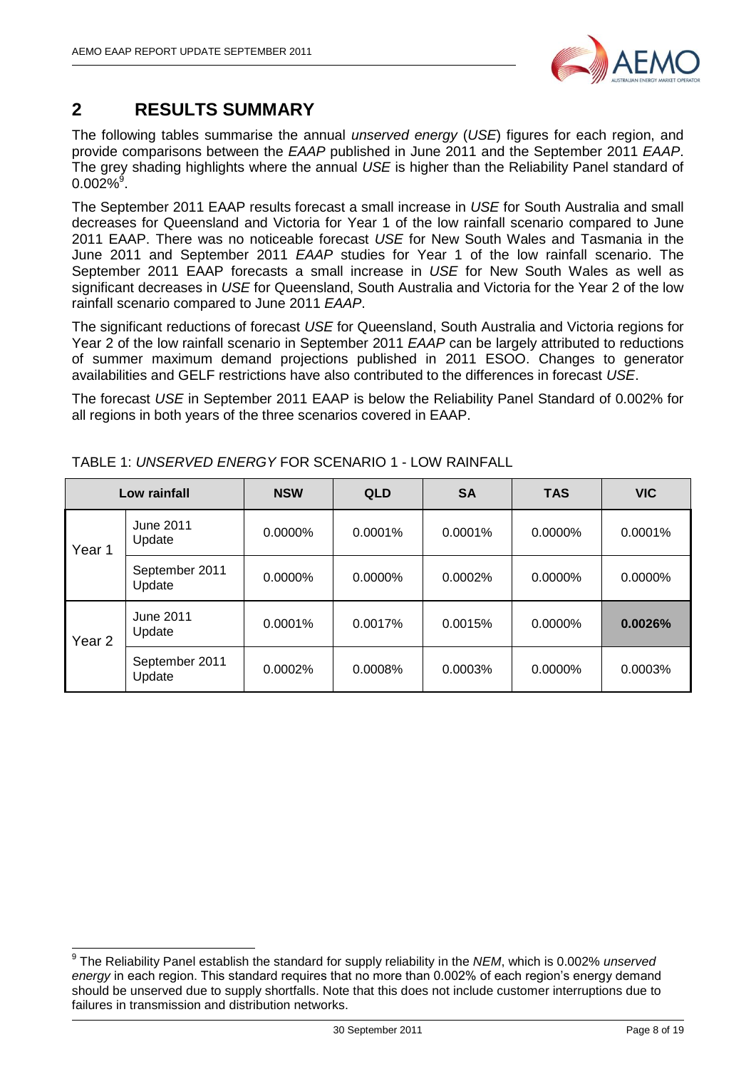## 2 RESULTS SUMMARY

The following tables summarise the annual *unserved energy* (*USE*) figures for each region, and provide comparisons between the *EAAP* published in June 2011 and the September 2011 *EAAP*. The grey shading highlights where the annual *USE* is higher than the Reliability Panel standard of 0.002%[9].

The September 2011 EAAP results forecast a small increase in *USE* for South Australia and small decreases for Queensland and Victoria for Year 1 of the low rainfall scenario compared to June 2011 EAAP. There was no noticeable forecast *USE* for New South Wales and Tasmania in the June 2011 and September 2011 *EAAP* studies for Year 1 of the low rainfall scenario. The September 2011 EAAP forecasts a small increase in *USE* for New South Wales as well as significant decreases in *USE* for Queensland, South Australia and Victoria for the Year 2 of the low rainfall scenario compared to June 2011 *EAAP*.

The significant reductions of forecast *USE* for Queensland, South Australia and Victoria regions for Year 2 of the low rainfall scenario in September 2011 *EAAP* can be largely attributed to reductions of summer maximum demand projections published in 2011 ESOO. Changes to generator availabilities and GELF restrictions have also contributed to the differences in forecast *USE*.

The forecast *USE* in September 2011 EAAP is below the Reliability Panel Standard of 0.002% for all regions in both years of the three scenarios covered in EAAP.

TABLE 1: *UNSERVED ENERGY* FOR SCENARIO 1 - LOW RAINFALL

| Low rainfall | | NSW | QLD | SA | TAS | VIC |
|---|---|---|---|---|---|---|
| Year 1 | June 2011 Update | 0.0000% | 0.0001% | 0.0001% | 0.0000% | 0.0001% |
| | September 2011 Update | 0.0000% | 0.0000% | 0.0002% | 0.0000% | 0.0000% |
| Year 2 | June 2011 Update | 0.0001% | 0.0017% | 0.0015% | 0.0000% | **0.0026%** |
| | September 2011 Update | 0.0002% | 0.0008% | 0.0003% | 0.0000% | 0.0003% |

[9] The Reliability Panel establish the standard for supply reliability in the *NEM*, which is 0.002% *unserved energy* in each region. This standard requires that no more than 0.002% of each region's energy demand should be unserved due to supply shortfalls. Note that this does not include customer interruptions due to failures in transmission and distribution networks.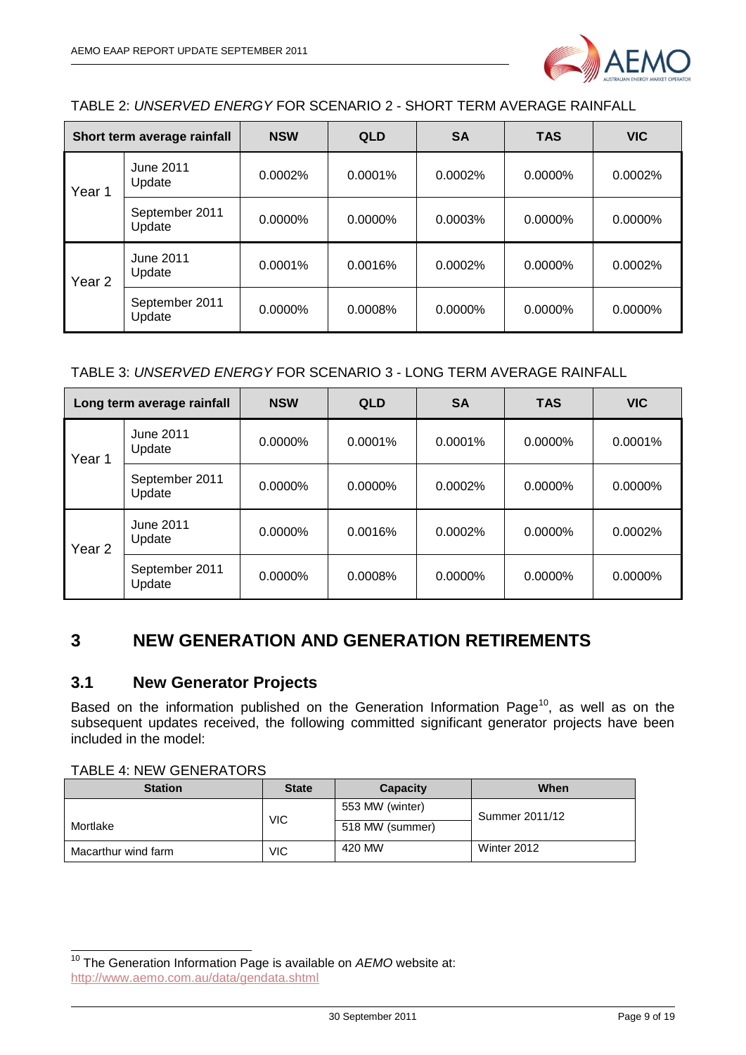TABLE 2: *UNSERVED ENERGY* FOR SCENARIO 2 - SHORT TERM AVERAGE RAINFALL

| Short term average rainfall | | NSW | QLD | SA | TAS | VIC |
|---|---|---|---|---|---|---|
| Year 1 | June 2011 Update | 0.0002% | 0.0001% | 0.0002% | 0.0000% | 0.0002% |
| | September 2011 Update | 0.0000% | 0.0000% | 0.0003% | 0.0000% | 0.0000% |
| Year 2 | June 2011 Update | 0.0001% | 0.0016% | 0.0002% | 0.0000% | 0.0002% |
| | September 2011 Update | 0.0000% | 0.0008% | 0.0000% | 0.0000% | 0.0000% |

TABLE 3: *UNSERVED ENERGY* FOR SCENARIO 3 - LONG TERM AVERAGE RAINFALL

| Long term average rainfall | | NSW | QLD | SA | TAS | VIC |
|---|---|---|---|---|---|---|
| Year 1 | June 2011 Update | 0.0000% | 0.0001% | 0.0001% | 0.0000% | 0.0001% |
| | September 2011 Update | 0.0000% | 0.0000% | 0.0002% | 0.0000% | 0.0000% |
| Year 2 | June 2011 Update | 0.0000% | 0.0016% | 0.0002% | 0.0000% | 0.0002% |
| | September 2011 Update | 0.0000% | 0.0008% | 0.0000% | 0.0000% | 0.0000% |

# 3 NEW GENERATION AND GENERATION RETIREMENTS

## 3.1 New Generator Projects

Based on the information published on the Generation Information Page[10], as well as on the subsequent updates received, the following committed significant generator projects have been included in the model:

TABLE 4: NEW GENERATORS

| Station | State | Capacity | When |
|---|---|---|---|
| Mortlake | VIC | 553 MW (winter) | Summer 2011/12 |
| | | 518 MW (summer) | |
| Macarthur wind farm | VIC | 420 MW | Winter 2012 |

[10] The Generation Information Page is available on *AEMO* website at: http://www.aemo.com.au/data/gendata.shtml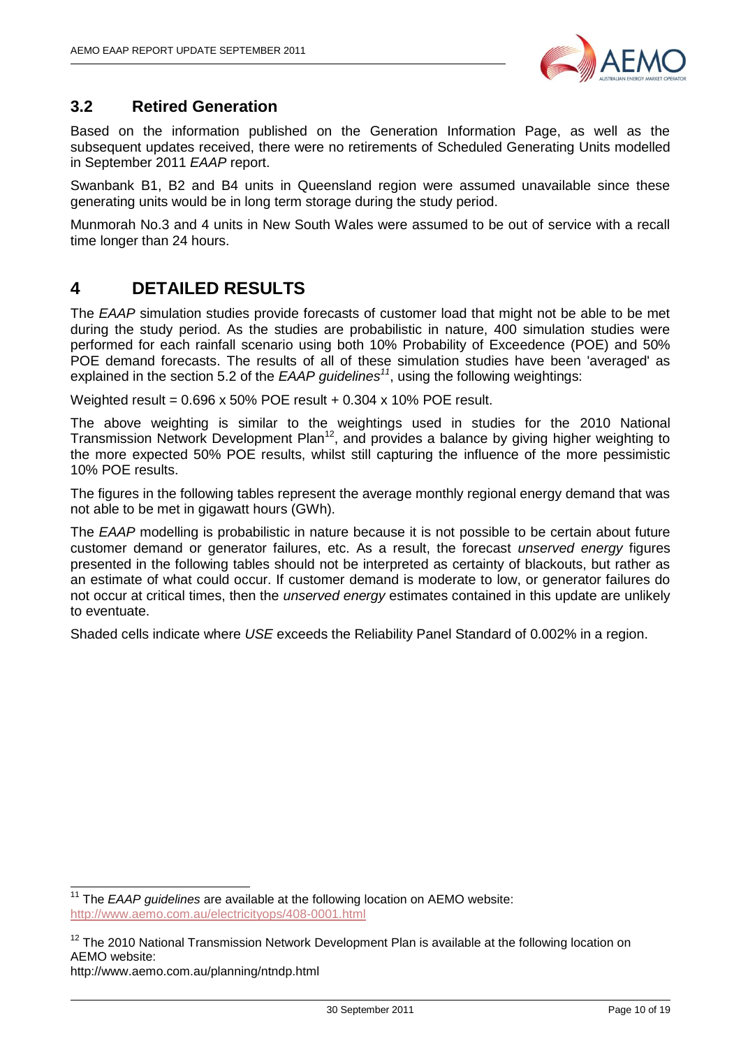## 3.2 Retired Generation

Based on the information published on the Generation Information Page, as well as the subsequent updates received, there were no retirements of Scheduled Generating Units modelled in September 2011 *EAAP* report.

Swanbank B1, B2 and B4 units in Queensland region were assumed unavailable since these generating units would be in long term storage during the study period.

Munmorah No.3 and 4 units in New South Wales were assumed to be out of service with a recall time longer than 24 hours.

# 4 DETAILED RESULTS

The *EAAP* simulation studies provide forecasts of customer load that might not be able to be met during the study period. As the studies are probabilistic in nature, 400 simulation studies were performed for each rainfall scenario using both 10% Probability of Exceedence (POE) and 50% POE demand forecasts. The results of all of these simulation studies have been 'averaged' as explained in the section 5.2 of the *EAAP guidelines*[11], using the following weightings:

Weighted result = 0.696 x 50% POE result + 0.304 x 10% POE result.

The above weighting is similar to the weightings used in studies for the 2010 National Transmission Network Development Plan[12], and provides a balance by giving higher weighting to the more expected 50% POE results, whilst still capturing the influence of the more pessimistic 10% POE results.

The figures in the following tables represent the average monthly regional energy demand that was not able to be met in gigawatt hours (GWh).

The *EAAP* modelling is probabilistic in nature because it is not possible to be certain about future customer demand or generator failures, etc. As a result, the forecast *unserved energy* figures presented in the following tables should not be interpreted as certainty of blackouts, but rather as an estimate of what could occur. If customer demand is moderate to low, or generator failures do not occur at critical times, then the *unserved energy* estimates contained in this update are unlikely to eventuate.

Shaded cells indicate where *USE* exceeds the Reliability Panel Standard of 0.002% in a region.

---

[11] The *EAAP guidelines* are available at the following location on AEMO website: http://www.aemo.com.au/electricityops/408-0001.html

[12] The 2010 National Transmission Network Development Plan is available at the following location on AEMO website:
http://www.aemo.com.au/planning/ntndp.html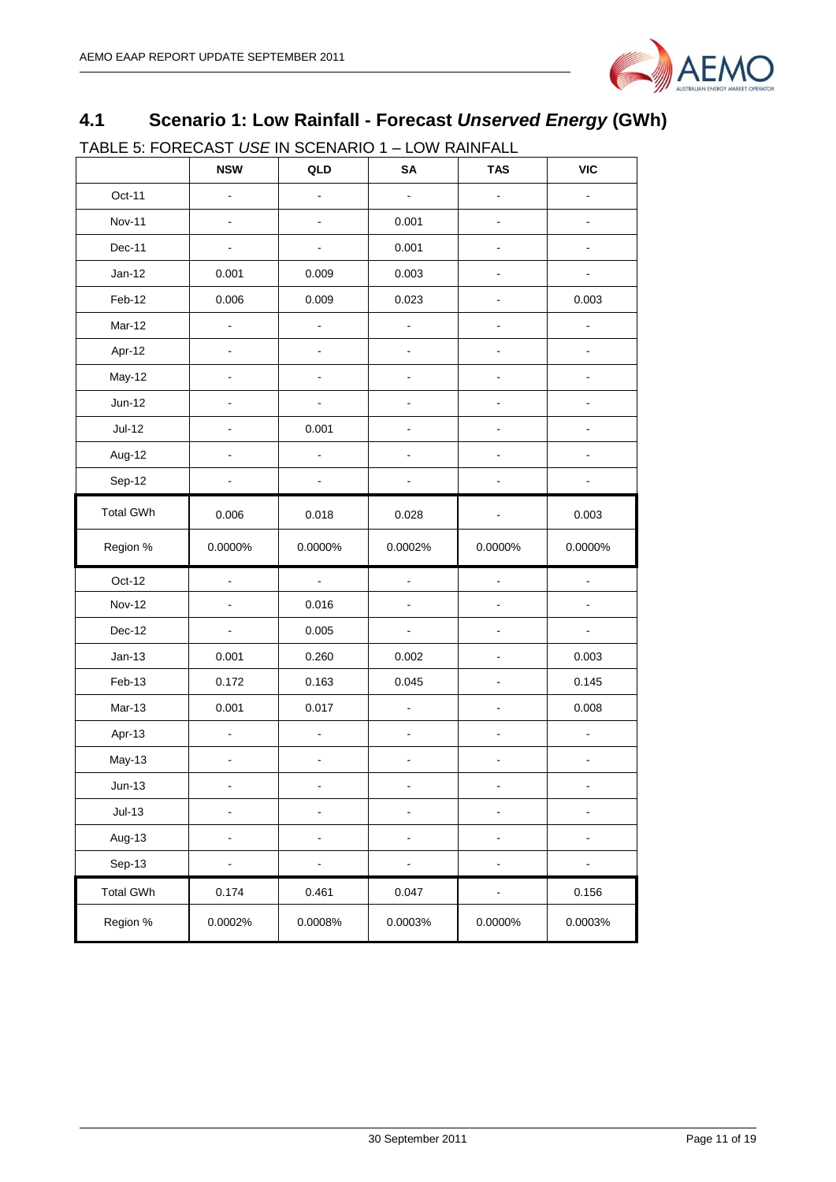## 4.1 Scenario 1: Low Rainfall - Forecast *Unserved Energy* (GWh)

TABLE 5: FORECAST *USE* IN SCENARIO 1 – LOW RAINFALL

| | NSW | QLD | SA | TAS | VIC |
|---|---|---|---|---|---|
| Oct-11 | - | - | - | - | - |
| Nov-11 | - | - | 0.001 | - | - |
| Dec-11 | - | - | 0.001 | - | - |
| Jan-12 | 0.001 | 0.009 | 0.003 | - | - |
| Feb-12 | 0.006 | 0.009 | 0.023 | - | 0.003 |
| Mar-12 | - | - | - | - | - |
| Apr-12 | - | - | - | - | - |
| May-12 | - | - | - | - | - |
| Jun-12 | - | - | - | - | - |
| Jul-12 | - | 0.001 | - | - | - |
| Aug-12 | - | - | - | - | - |
| Sep-12 | - | - | - | - | - |
| Total GWh | 0.006 | 0.018 | 0.028 | - | 0.003 |
| Region % | 0.0000% | 0.0000% | 0.0002% | 0.0000% | 0.0000% |
| Oct-12 | - | - | - | - | - |
| Nov-12 | - | 0.016 | - | - | - |
| Dec-12 | - | 0.005 | - | - | - |
| Jan-13 | 0.001 | 0.260 | 0.002 | - | 0.003 |
| Feb-13 | 0.172 | 0.163 | 0.045 | - | 0.145 |
| Mar-13 | 0.001 | 0.017 | - | - | 0.008 |
| Apr-13 | - | - | - | - | - |
| May-13 | - | - | - | - | - |
| Jun-13 | - | - | - | - | - |
| Jul-13 | - | - | - | - | - |
| Aug-13 | - | - | - | - | - |
| Sep-13 | - | - | - | - | - |
| Total GWh | 0.174 | 0.461 | 0.047 | - | 0.156 |
| Region % | 0.0002% | 0.0008% | 0.0003% | 0.0000% | 0.0003% |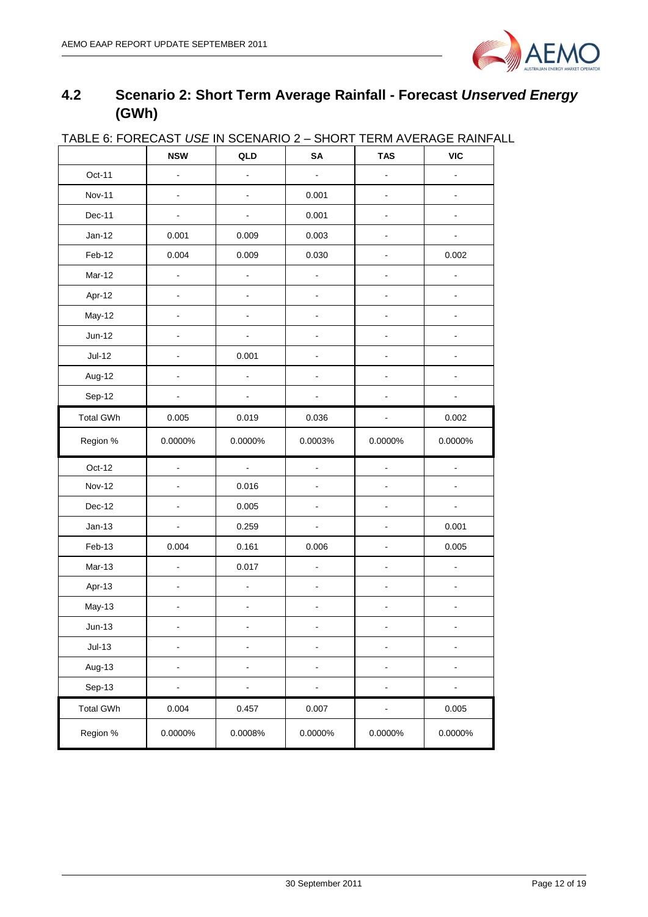## 4.2 Scenario 2: Short Term Average Rainfall - Forecast *Unserved Energy* (GWh)

TABLE 6: FORECAST *USE* IN SCENARIO 2 – SHORT TERM AVERAGE RAINFALL

| | NSW | QLD | SA | TAS | VIC |
|---|---|---|---|---|---|
| Oct-11 | - | - | - | - | - |
| Nov-11 | - | - | 0.001 | - | - |
| Dec-11 | - | - | 0.001 | - | - |
| Jan-12 | 0.001 | 0.009 | 0.003 | - | - |
| Feb-12 | 0.004 | 0.009 | 0.030 | - | 0.002 |
| Mar-12 | - | - | - | - | - |
| Apr-12 | - | - | - | - | - |
| May-12 | - | - | - | - | - |
| Jun-12 | - | - | - | - | - |
| Jul-12 | - | 0.001 | - | - | - |
| Aug-12 | - | - | - | - | - |
| Sep-12 | - | - | - | - | - |
| Total GWh | 0.005 | 0.019 | 0.036 | - | 0.002 |
| Region % | 0.0000% | 0.0000% | 0.0003% | 0.0000% | 0.0000% |
| Oct-12 | - | - | - | - | - |
| Nov-12 | - | 0.016 | - | - | - |
| Dec-12 | - | 0.005 | - | - | - |
| Jan-13 | - | 0.259 | - | - | 0.001 |
| Feb-13 | 0.004 | 0.161 | 0.006 | - | 0.005 |
| Mar-13 | - | 0.017 | - | - | - |
| Apr-13 | - | - | - | - | - |
| May-13 | - | - | - | - | - |
| Jun-13 | - | - | - | - | - |
| Jul-13 | - | - | - | - | - |
| Aug-13 | - | - | - | - | - |
| Sep-13 | - | - | - | - | - |
| Total GWh | 0.004 | 0.457 | 0.007 | - | 0.005 |
| Region % | 0.0000% | 0.0008% | 0.0000% | 0.0000% | 0.0000% |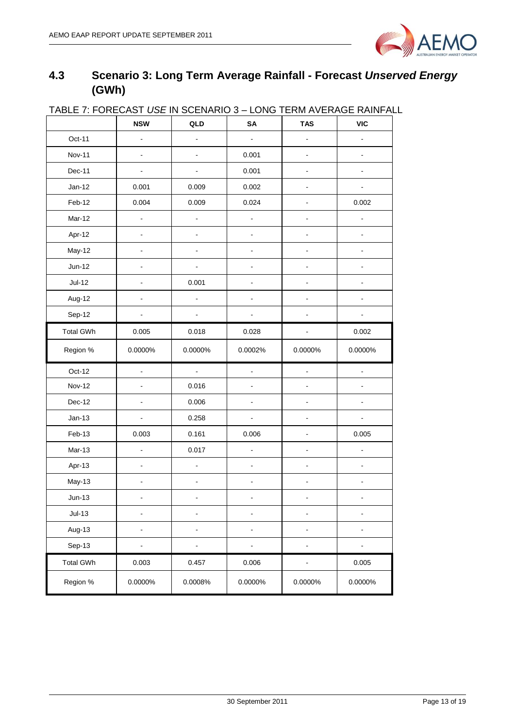## 4.3 Scenario 3: Long Term Average Rainfall - Forecast *Unserved Energy* (GWh)

TABLE 7: FORECAST *USE* IN SCENARIO 3 – LONG TERM AVERAGE RAINFALL

| | NSW | QLD | SA | TAS | VIC |
|---|---|---|---|---|---|
| Oct-11 | - | - | - | - | - |
| Nov-11 | - | - | 0.001 | - | - |
| Dec-11 | - | - | 0.001 | - | - |
| Jan-12 | 0.001 | 0.009 | 0.002 | - | - |
| Feb-12 | 0.004 | 0.009 | 0.024 | - | 0.002 |
| Mar-12 | - | - | - | - | - |
| Apr-12 | - | - | - | - | - |
| May-12 | - | - | - | - | - |
| Jun-12 | - | - | - | - | - |
| Jul-12 | - | 0.001 | - | - | - |
| Aug-12 | - | - | - | - | - |
| Sep-12 | - | - | - | - | - |
| Total GWh | 0.005 | 0.018 | 0.028 | - | 0.002 |
| Region % | 0.0000% | 0.0000% | 0.0002% | 0.0000% | 0.0000% |
| Oct-12 | - | - | - | - | - |
| Nov-12 | - | 0.016 | - | - | - |
| Dec-12 | - | 0.006 | - | - | - |
| Jan-13 | - | 0.258 | - | - | - |
| Feb-13 | 0.003 | 0.161 | 0.006 | - | 0.005 |
| Mar-13 | - | 0.017 | - | - | - |
| Apr-13 | - | - | - | - | - |
| May-13 | - | - | - | - | - |
| Jun-13 | - | - | - | - | - |
| Jul-13 | - | - | - | - | - |
| Aug-13 | - | - | - | - | - |
| Sep-13 | - | - | - | - | - |
| Total GWh | 0.003 | 0.457 | 0.006 | - | 0.005 |
| Region % | 0.0000% | 0.0008% | 0.0000% | 0.0000% | 0.0000% |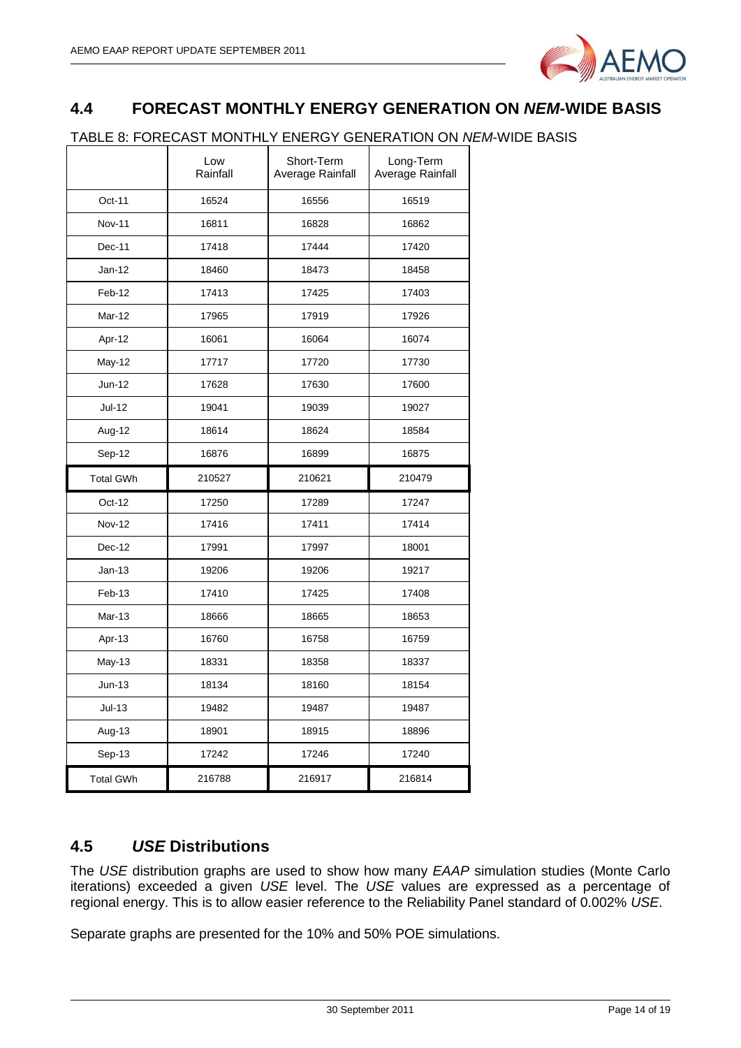## 4.4 FORECAST MONTHLY ENERGY GENERATION ON *NEM*-WIDE BASIS

TABLE 8: FORECAST MONTHLY ENERGY GENERATION ON *NEM*-WIDE BASIS

| | Low Rainfall | Short-Term Average Rainfall | Long-Term Average Rainfall |
|---|---|---|---|
| Oct-11 | 16524 | 16556 | 16519 |
| Nov-11 | 16811 | 16828 | 16862 |
| Dec-11 | 17418 | 17444 | 17420 |
| Jan-12 | 18460 | 18473 | 18458 |
| Feb-12 | 17413 | 17425 | 17403 |
| Mar-12 | 17965 | 17919 | 17926 |
| Apr-12 | 16061 | 16064 | 16074 |
| May-12 | 17717 | 17720 | 17730 |
| Jun-12 | 17628 | 17630 | 17600 |
| Jul-12 | 19041 | 19039 | 19027 |
| Aug-12 | 18614 | 18624 | 18584 |
| Sep-12 | 16876 | 16899 | 16875 |
| Total GWh | 210527 | 210621 | 210479 |
| Oct-12 | 17250 | 17289 | 17247 |
| Nov-12 | 17416 | 17411 | 17414 |
| Dec-12 | 17991 | 17997 | 18001 |
| Jan-13 | 19206 | 19206 | 19217 |
| Feb-13 | 17410 | 17425 | 17408 |
| Mar-13 | 18666 | 18665 | 18653 |
| Apr-13 | 16760 | 16758 | 16759 |
| May-13 | 18331 | 18358 | 18337 |
| Jun-13 | 18134 | 18160 | 18154 |
| Jul-13 | 19482 | 19487 | 19487 |
| Aug-13 | 18901 | 18915 | 18896 |
| Sep-13 | 17242 | 17246 | 17240 |
| Total GWh | 216788 | 216917 | 216814 |

## 4.5 *USE* Distributions

The *USE* distribution graphs are used to show how many *EAAP* simulation studies (Monte Carlo iterations) exceeded a given *USE* level. The *USE* values are expressed as a percentage of regional energy. This is to allow easier reference to the Reliability Panel standard of 0.002% *USE*.

Separate graphs are presented for the 10% and 50% POE simulations.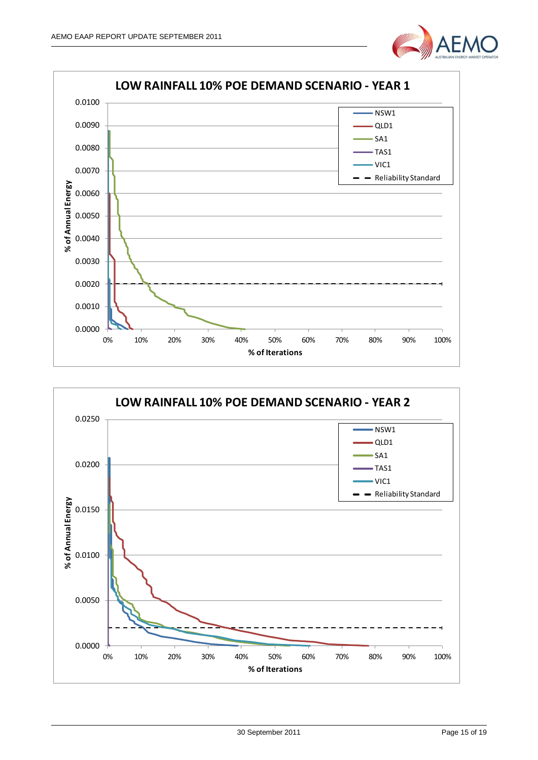LOW RAINFALL 10% POE DEMAND SCENARIO - YEAR 1

% of Annual Energy

0.0100
0.0090
0.0080
0.0070
0.0060
0.0050
0.0040
0.0030
0.0020
0.0010
0.0000

0% 10% 20% 30% 40% 50% 60% 70% 80% 90% 100%

% of Iterations

NSW1
QLD1
SA1
TAS1
VIC1
Reliability Standard

LOW RAINFALL 10% POE DEMAND SCENARIO - YEAR 2

% of Annual Energy

0.0250
0.0200
0.0150
0.0100
0.0050
0.0000

0% 10% 20% 30% 40% 50% 60% 70% 80% 90% 100%

% of Iterations

NSW1
QLD1
SA1
TAS1
VIC1
Reliability Standard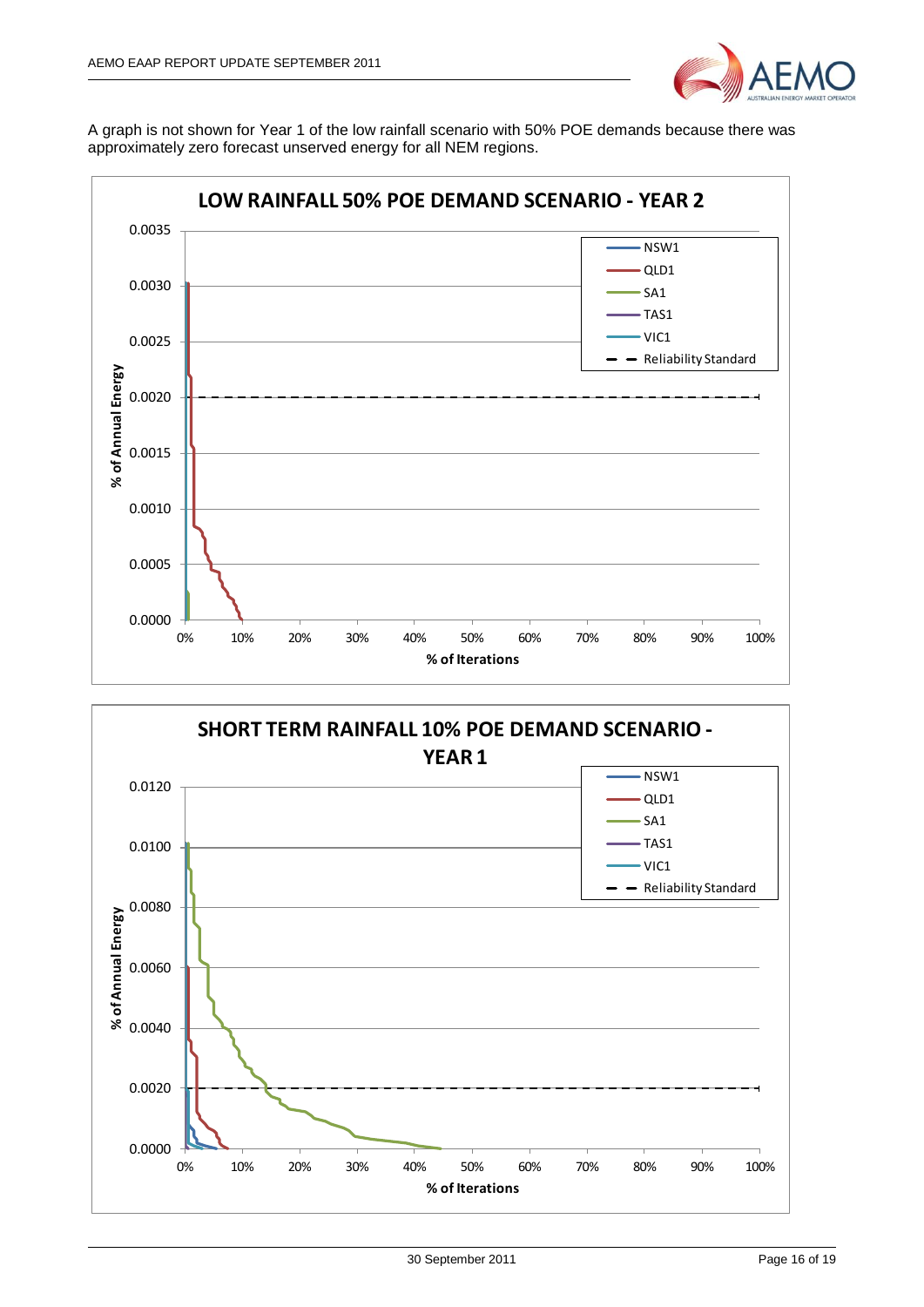A graph is not shown for Year 1 of the low rainfall scenario with 50% POE demands because there was approximately zero forecast unserved energy for all NEM regions.

**LOW RAINFALL 50% POE DEMAND SCENARIO - YEAR 2**

Y-axis: % of Annual Energy (0.0000 – 0.0035)
X-axis: % of Iterations (0% – 100%)
Legend: NSW1, QLD1, SA1, TAS1, VIC1, Reliability Standard

**SHORT TERM RAINFALL 10% POE DEMAND SCENARIO - YEAR 1**

Y-axis: % of Annual Energy (0.0000 – 0.0120)
X-axis: % of Iterations (0% – 100%)
Legend: NSW1, QLD1, SA1, TAS1, VIC1, Reliability Standard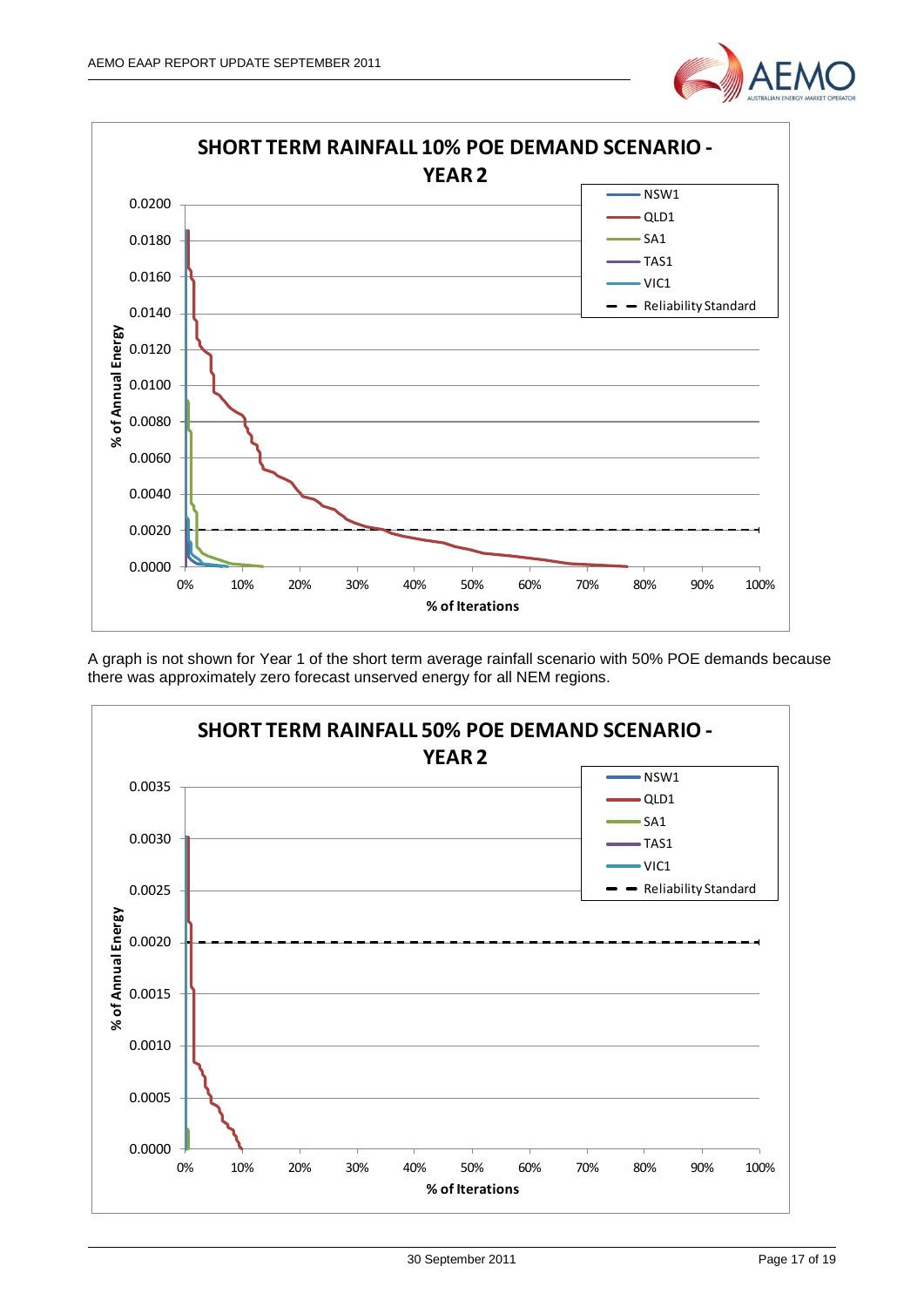**SHORT TERM RAINFALL 10% POE DEMAND SCENARIO - YEAR 2**

Legend: NSW1, QLD1, SA1, TAS1, VIC1, Reliability Standard

Y-axis: % of Annual Energy (0.0000 – 0.0200)

X-axis: % of Iterations (0% – 100%)

A graph is not shown for Year 1 of the short term average rainfall scenario with 50% POE demands because there was approximately zero forecast unserved energy for all NEM regions.

**SHORT TERM RAINFALL 50% POE DEMAND SCENARIO - YEAR 2**

Legend: NSW1, QLD1, SA1, TAS1, VIC1, Reliability Standard

Y-axis: % of Annual Energy (0.0000 – 0.0035)

X-axis: % of Iterations (0% – 100%)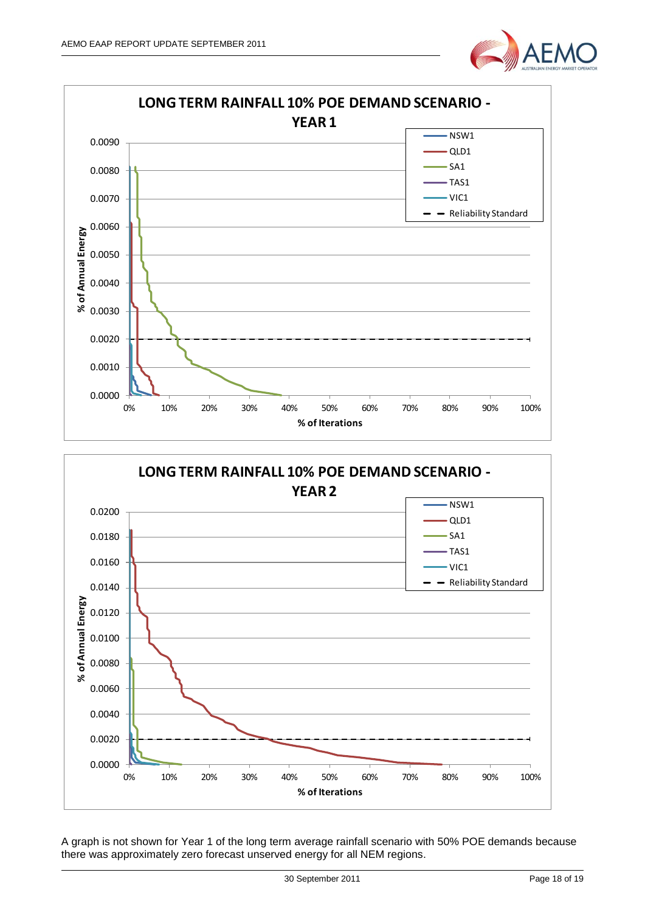**LONG TERM RAINFALL 10% POE DEMAND SCENARIO - YEAR 1**

**LONG TERM RAINFALL 10% POE DEMAND SCENARIO - YEAR 2**

A graph is not shown for Year 1 of the long term average rainfall scenario with 50% POE demands because there was approximately zero forecast unserved energy for all NEM regions.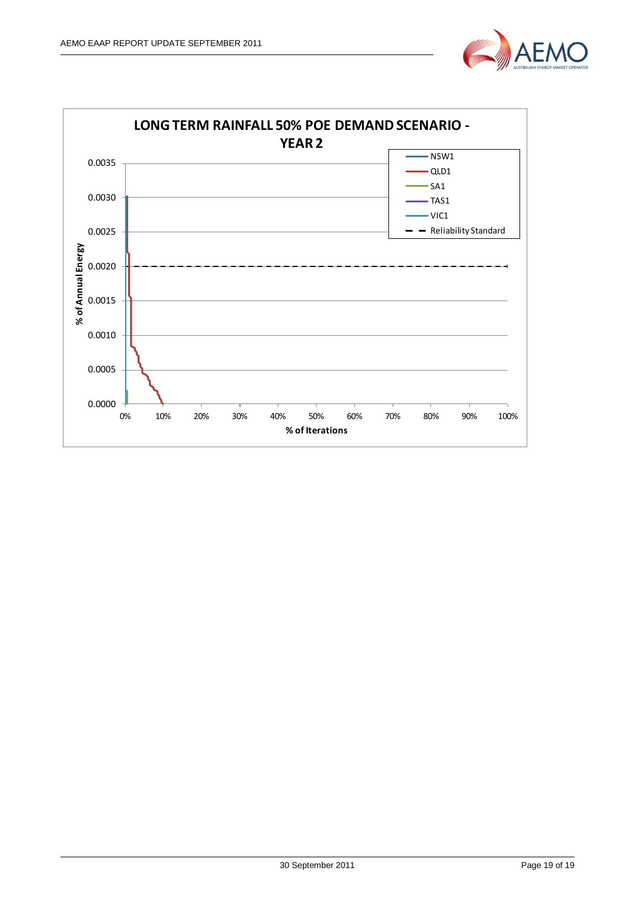LONG TERM RAINFALL 50% POE DEMAND SCENARIO - YEAR 2

% of Annual Energy

0.0035
0.0030
0.0025
0.0020
0.0015
0.0010
0.0005
0.0000

0% 10% 20% 30% 40% 50% 60% 70% 80% 90% 100%

% of Iterations

NSW1
QLD1
SA1
TAS1
VIC1
Reliability Standard

30 September 2011